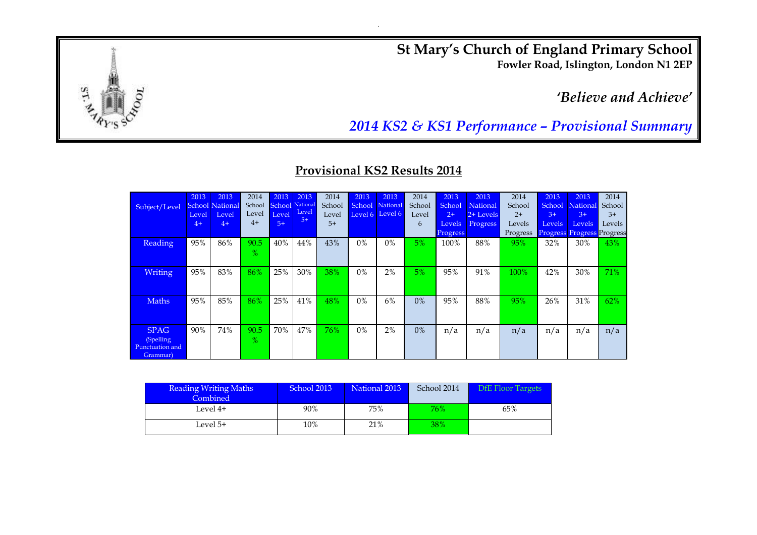# St Mary's Church of England Primary School

**Fowler Road, Islington, London N1 2EP**

***'Believe and Achieve'***

## *2014 KS2 & KS1 Performance – Provisional Summary*

## Provisional KS2 Results 2014

| Subject/Level | 2013 School Level 4+ | 2013 National Level 4+ | 2014 School Level 4+ | 2013 School Level 5+ | 2013 National Level 5+ | 2014 School Level 5+ | 2013 School Level 6 | 2013 National Level 6 | 2014 School Level 6 | 2013 School 2+ Levels Progress | 2013 National 2+ Levels Progress | 2014 School 2+ Levels Progress | 2013 School 3+ Levels Progress | 2013 National 3+ Levels Progress | 2014 School 3+ Levels Progress |
|---|---|---|---|---|---|---|---|---|---|---|---|---|---|---|---|
| Reading | 95% | 86% | 90.5 % | 40% | 44% | 43% | 0% | 0% | 5% | 100% | 88% | 95% | 32% | 30% | 43% |
| Writing | 95% | 83% | 86% | 25% | 30% | 38% | 0% | 2% | 5% | 95% | 91% | 100% | 42% | 30% | 71% |
| Maths | 95% | 85% | 86% | 25% | 41% | 48% | 0% | 6% | 0% | 95% | 88% | 95% | 26% | 31% | 62% |
| SPAG (Spelling Punctuation and Grammar) | 90% | 74% | 90.5 % | 70% | 47% | 76% | 0% | 2% | 0% | n/a | n/a | n/a | n/a | n/a | n/a |

| Reading Writing Maths Combined | School 2013 | National 2013 | School 2014 | DfE Floor Targets |
|---|---|---|---|---|
| Level 4+ | 90% | 75% | 76% | 65% |
| Level 5+ | 10% | 21% | 38% | |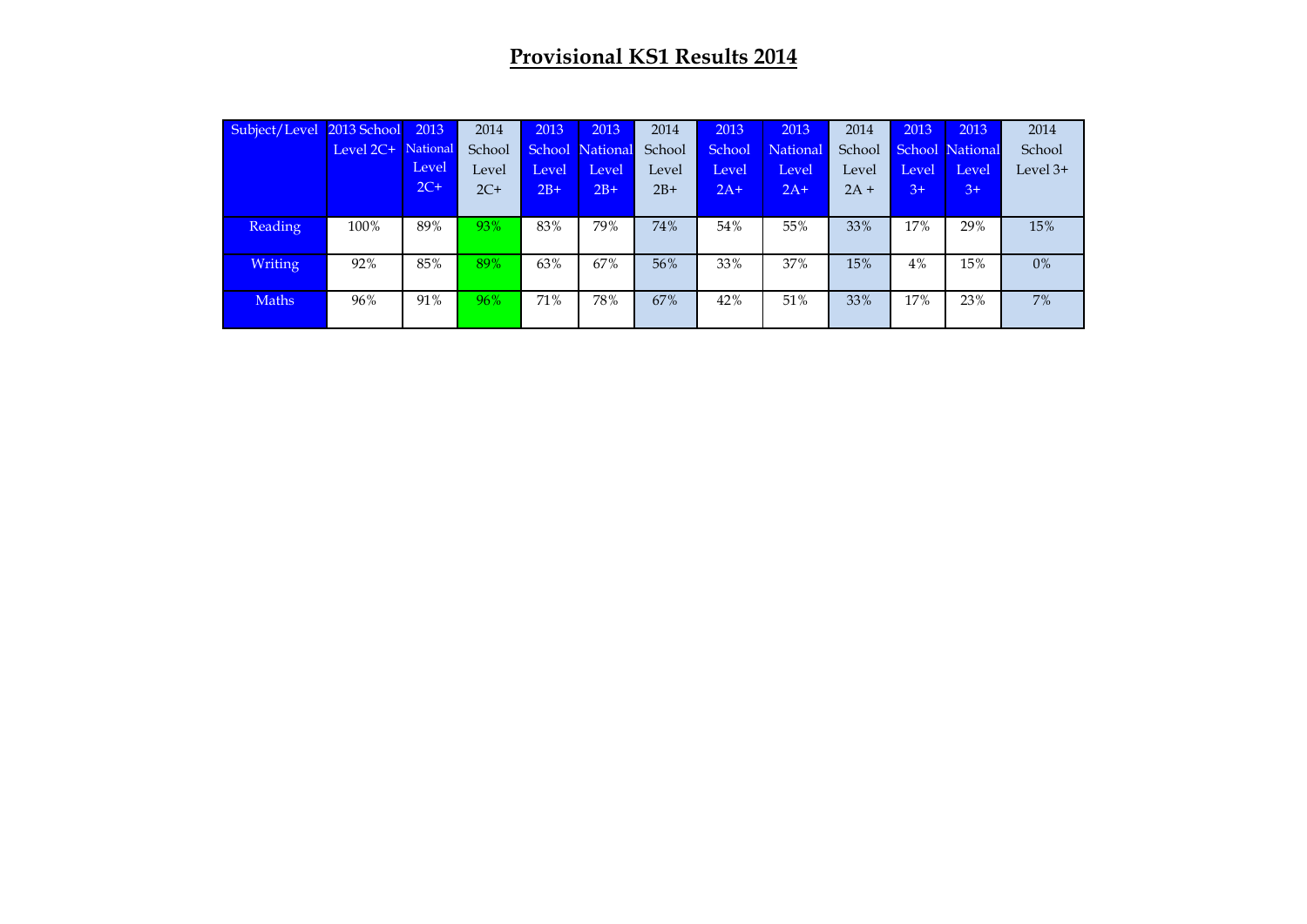# Provisional KS1 Results 2014

| Subject/Level | 2013 School Level 2C+ | 2013 National Level 2C+ | 2014 School Level 2C+ | 2013 School Level 2B+ | 2013 National Level 2B+ | 2014 School Level 2B+ | 2013 School Level 2A+ | 2013 National Level 2A+ | 2014 School Level 2A + | 2013 School Level 3+ | 2013 National Level 3+ | 2014 School Level 3+ |
|---|---|---|---|---|---|---|---|---|---|---|---|---|
| Reading | 100% | 89% | 93% | 83% | 79% | 74% | 54% | 55% | 33% | 17% | 29% | 15% |
| Writing | 92% | 85% | 89% | 63% | 67% | 56% | 33% | 37% | 15% | 4% | 15% | 0% |
| Maths | 96% | 91% | 96% | 71% | 78% | 67% | 42% | 51% | 33% | 17% | 23% | 7% |